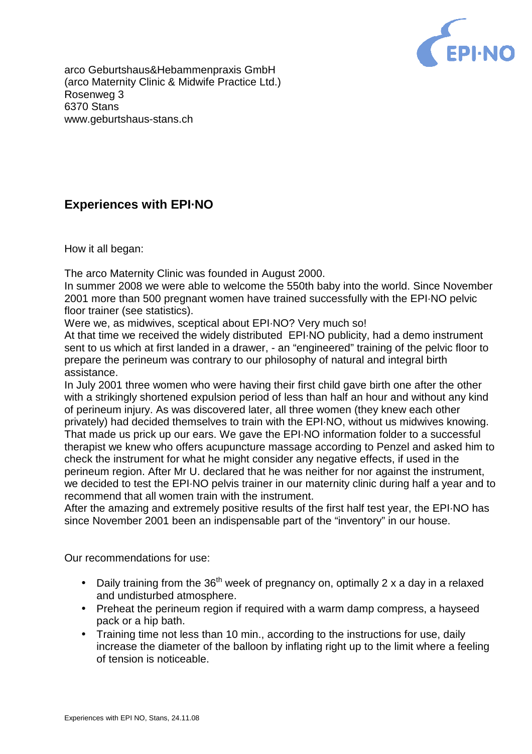arco Geburtshaus&Hebammenpraxis GmbH
(arco Maternity Clinic & Midwife Practice Ltd.)
Rosenweg 3
6370 Stans
www.geburtshaus-stans.ch

## Experiences with EPI·NO

How it all began:

The arco Maternity Clinic was founded in August 2000.
In summer 2008 we were able to welcome the 550th baby into the world. Since November 2001 more than 500 pregnant women have trained successfully with the EPI·NO pelvic floor trainer (see statistics).
Were we, as midwives, sceptical about EPI·NO? Very much so!
At that time we received the widely distributed EPI·NO publicity, had a demo instrument sent to us which at first landed in a drawer, - an "engineered" training of the pelvic floor to prepare the perineum was contrary to our philosophy of natural and integral birth assistance.
In July 2001 three women who were having their first child gave birth one after the other with a strikingly shortened expulsion period of less than half an hour and without any kind of perineum injury. As was discovered later, all three women (they knew each other privately) had decided themselves to train with the EPI·NO, without us midwives knowing. That made us prick up our ears. We gave the EPI·NO information folder to a successful therapist we knew who offers acupuncture massage according to Penzel and asked him to check the instrument for what he might consider any negative effects, if used in the perineum region. After Mr U. declared that he was neither for nor against the instrument, we decided to test the EPI·NO pelvis trainer in our maternity clinic during half a year and to recommend that all women train with the instrument.
After the amazing and extremely positive results of the first half test year, the EPI·NO has since November 2001 been an indispensable part of the "inventory" in our house.

Our recommendations for use:

- Daily training from the 36th week of pregnancy on, optimally 2 x a day in a relaxed and undisturbed atmosphere.
- Preheat the perineum region if required with a warm damp compress, a hayseed pack or a hip bath.
- Training time not less than 10 min., according to the instructions for use, daily increase the diameter of the balloon by inflating right up to the limit where a feeling of tension is noticeable.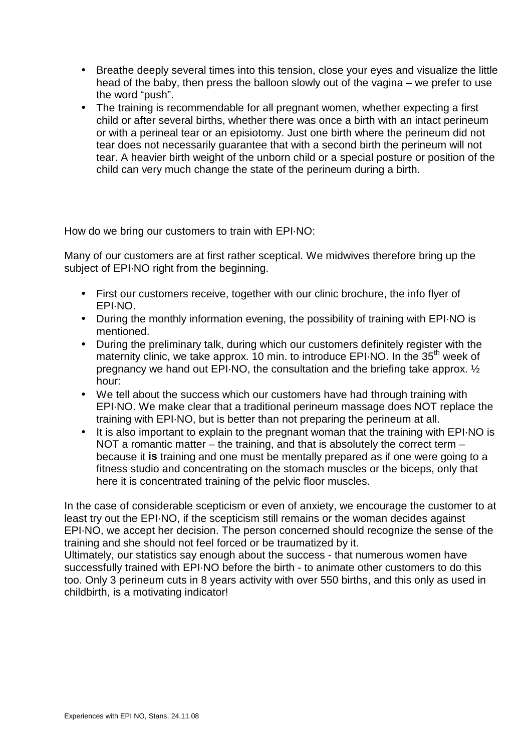- Breathe deeply several times into this tension, close your eyes and visualize the little head of the baby, then press the balloon slowly out of the vagina – we prefer to use the word "push".
- The training is recommendable for all pregnant women, whether expecting a first child or after several births, whether there was once a birth with an intact perineum or with a perineal tear or an episiotomy. Just one birth where the perineum did not tear does not necessarily guarantee that with a second birth the perineum will not tear. A heavier birth weight of the unborn child or a special posture or position of the child can very much change the state of the perineum during a birth.

How do we bring our customers to train with EPI·NO:

Many of our customers are at first rather sceptical. We midwives therefore bring up the subject of EPI·NO right from the beginning.

- First our customers receive, together with our clinic brochure, the info flyer of EPI·NO.
- During the monthly information evening, the possibility of training with EPI·NO is mentioned.
- During the preliminary talk, during which our customers definitely register with the maternity clinic, we take approx. 10 min. to introduce EPI·NO. In the 35th week of pregnancy we hand out EPI·NO, the consultation and the briefing take approx. ½ hour:
- We tell about the success which our customers have had through training with EPI·NO. We make clear that a traditional perineum massage does NOT replace the training with EPI·NO, but is better than not preparing the perineum at all.
- It is also important to explain to the pregnant woman that the training with EPI·NO is NOT a romantic matter – the training, and that is absolutely the correct term – because it **is** training and one must be mentally prepared as if one were going to a fitness studio and concentrating on the stomach muscles or the biceps, only that here it is concentrated training of the pelvic floor muscles.

In the case of considerable scepticism or even of anxiety, we encourage the customer to at least try out the EPI·NO, if the scepticism still remains or the woman decides against EPI·NO, we accept her decision. The person concerned should recognize the sense of the training and she should not feel forced or be traumatized by it.
Ultimately, our statistics say enough about the success - that numerous women have successfully trained with EPI·NO before the birth - to animate other customers to do this too. Only 3 perineum cuts in 8 years activity with over 550 births, and this only as used in childbirth, is a motivating indicator!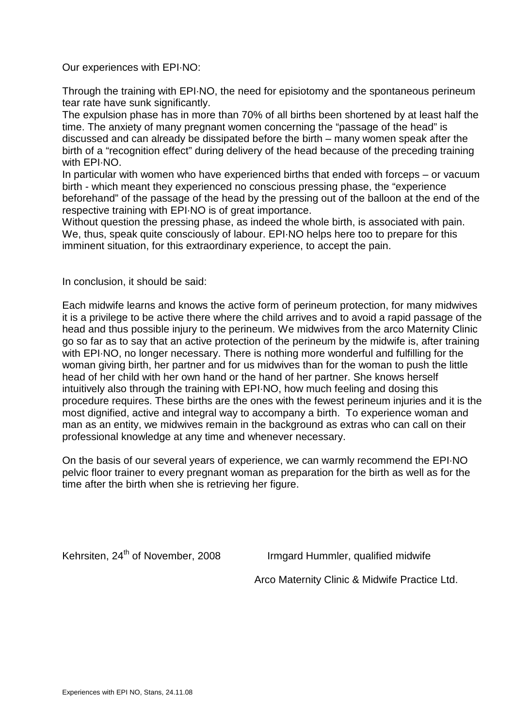Our experiences with EPI·NO:

Through the training with EPI·NO, the need for episiotomy and the spontaneous perineum tear rate have sunk significantly.

The expulsion phase has in more than 70% of all births been shortened by at least half the time. The anxiety of many pregnant women concerning the "passage of the head" is discussed and can already be dissipated before the birth – many women speak after the birth of a "recognition effect" during delivery of the head because of the preceding training with EPI·NO.

In particular with women who have experienced births that ended with forceps – or vacuum birth - which meant they experienced no conscious pressing phase, the "experience beforehand" of the passage of the head by the pressing out of the balloon at the end of the respective training with EPI·NO is of great importance.

Without question the pressing phase, as indeed the whole birth, is associated with pain. We, thus, speak quite consciously of labour. EPI·NO helps here too to prepare for this imminent situation, for this extraordinary experience, to accept the pain.

In conclusion, it should be said:

Each midwife learns and knows the active form of perineum protection, for many midwives it is a privilege to be active there where the child arrives and to avoid a rapid passage of the head and thus possible injury to the perineum. We midwives from the arco Maternity Clinic go so far as to say that an active protection of the perineum by the midwife is, after training with EPI·NO, no longer necessary. There is nothing more wonderful and fulfilling for the woman giving birth, her partner and for us midwives than for the woman to push the little head of her child with her own hand or the hand of her partner. She knows herself intuitively also through the training with EPI·NO, how much feeling and dosing this procedure requires. These births are the ones with the fewest perineum injuries and it is the most dignified, active and integral way to accompany a birth. To experience woman and man as an entity, we midwives remain in the background as extras who can call on their professional knowledge at any time and whenever necessary.

On the basis of our several years of experience, we can warmly recommend the EPI·NO pelvic floor trainer to every pregnant woman as preparation for the birth as well as for the time after the birth when she is retrieving her figure.

Kehrsiten, 24th of November, 2008

Irmgard Hummler, qualified midwife

Arco Maternity Clinic & Midwife Practice Ltd.